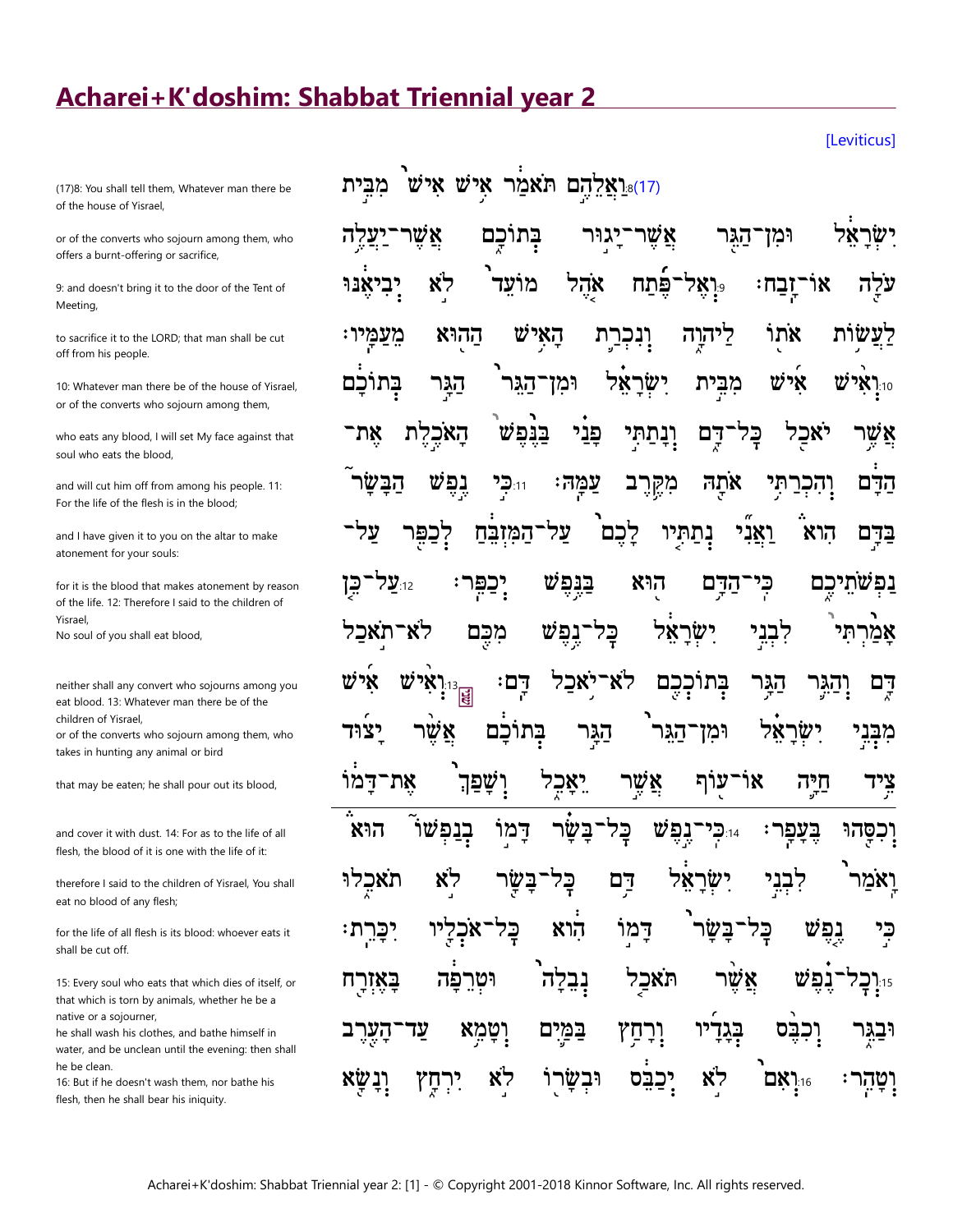# Acharei+K'doshim: Shabbat Triennial year 2

[Leviticus]

(17)8: You shall tell them, Whatever man there be of the house of Yisrael,

or of the converts who sojourn among them, who offers a burnt-offering or sacrifice,

9: and doesn't bring it to the door of the Tent of Meeting,

to sacrifice it to the LORD; that man shall be cut off from his people.

10: Whatever man there be of the house of Yisrael, or of the converts who sojourn among them,

who eats any blood, I will set My face against that soul who eats the blood,

and will cut him off from among his people. 11: For the life of the flesh is in the blood;

and I have given it to you on the altar to make atonement for your souls:

for it is the blood that makes atonement by reason of the life. 12: Therefore I said to the children of Yisrael,
No soul of you shall eat blood,

neither shall any convert who sojourns among you eat blood. 13: Whatever man there be of the children of Yisrael,
or of the converts who sojourn among them, who takes in hunting any animal or bird

that may be eaten; he shall pour out its blood,

and cover it with dust. 14: For as to the life of all flesh, the blood of it is one with the life of it:

therefore I said to the children of Yisrael, You shall eat no blood of any flesh;

for the life of all flesh is its blood: whoever eats it shall be cut off.

15: Every soul who eats that which dies of itself, or that which is torn by animals, whether he be a native or a sojourner,
he shall wash his clothes, and bathe himself in water, and be unclean until the evening: then shall he be clean.
16: But if he doesn't wash them, nor bathe his flesh, then he shall bear his iniquity.

(17)8:וַאֲלֵהֶ֣ם תֹּאמַ֔ר אִ֥ישׁ אִישׁ֙ מִבֵּ֣ית יִשְׂרָאֵ֔ל וּמִן־הַגֵּ֖ר אֲשֶׁר־יָג֣וּר בְּתוֹכָ֑ם אֲשֶׁר־יַעֲלֶ֥ה עֹלָ֖ה אוֹ־זָֽבַח׃ 9:וְאֶל־פֶּ֜תַח אֹ֤הֶל מוֹעֵד֙ לֹ֣א יְבִיאֶ֔נּוּ לַעֲשׂ֥וֹת אֹת֖וֹ לַיהוָ֑ה וְנִכְרַ֛ת הָאִ֥ישׁ הַה֖וּא מֵעַמָּֽיו׃ 10:וְאִ֨ישׁ אִ֜ישׁ מִבֵּ֣ית יִשְׂרָאֵ֗ל וּמִן־הַגֵּר֙ הַגָּ֣ר בְּתוֹכָ֔ם אֲשֶׁ֥ר יֹאכַ֖ל כָּל־דָּ֑ם וְנָתַתִּ֣י פָנַ֗י בַּנֶּ֙פֶשׁ֙ הָאֹכֶ֣לֶת אֶת־הַדָּ֔ם וְהִכְרַתִּ֥י אֹתָ֖הּ מִקֶּ֥רֶב עַמָּֽהּ׃ 11:כִּ֣י נֶ֣פֶשׁ הַבָּשָׂר֮ בַּדָּ֣ם הִוא֒ וַאֲנִ֞י נְתַתִּ֤יו לָכֶם֙ עַל־הַמִּזְבֵּ֔חַ לְכַפֵּ֖ר עַל־נַפְשֹׁתֵיכֶ֑ם כִּֽי־הַדָּ֥ם ה֖וּא בַּנֶּ֥פֶשׁ יְכַפֵּֽר׃ 12:עַל־כֵּ֤ן אָמַ֙רְתִּי֙ לִבְנֵ֣י יִשְׂרָאֵ֔ל כָּל־נֶ֥פֶשׁ מִכֶּ֖ם לֹא־תֹ֣אכַל דָּ֑ם וְהַגֵּ֛ר הַגָּ֥ר בְּתוֹכְכֶ֖ם לֹא־יֹ֥אכַל דָּֽם׃ 13:וְאִ֨ישׁ אִ֜ישׁ מִבְּנֵ֣י יִשְׂרָאֵ֗ל וּמִן־הַגֵּר֙ הַגָּ֣ר בְּתוֹכָ֔ם אֲשֶׁ֨ר יָצ֜וּד צֵ֥יד חַיָּ֛ה אוֹ־ע֖וֹף אֲשֶׁ֣ר יֵאָכֵ֑ל וְשָׁפַךְ֙ אֶת־דָּמ֔וֹ וְכִסָּ֖הוּ בֶּעָפָֽר׃ 14:כִּֽי־נֶ֣פֶשׁ כָּל־בָּשָׂ֗ר דָּמ֣וֹ בְנַפְשׁוֹ֮ הוּא֒ וָאֹמַר֙ לִבְנֵ֣י יִשְׂרָאֵ֔ל דַּ֥ם כָּל־בָּשָׂ֖ר לֹ֣א תֹאכֵ֑לוּ כִּ֣י נֶ֤פֶשׁ כָּל־בָּשָׂר֙ דָּמ֣וֹ הִ֔וא כָּל־אֹכְלָ֖יו יִכָּרֵֽת׃ 15:וְכָל־נֶ֗פֶשׁ אֲשֶׁ֨ר תֹּאכַ֤ל נְבֵלָה֙ וּטְרֵפָ֔ה בָּאֶזְרָ֖ח וּבַגֵּ֑ר וְכִבֶּ֨ס בְּגָדָ֜יו וְרָחַ֥ץ בַּמַּ֛יִם וְטָמֵ֥א עַד־הָעֶ֖רֶב וְטָהֵֽר׃ 16:וְאִם֙ לֹ֣א יְכַבֵּ֔ס וּבְשָׂר֖וֹ לֹ֣א יִרְחָ֑ץ וְנָשָׂ֖א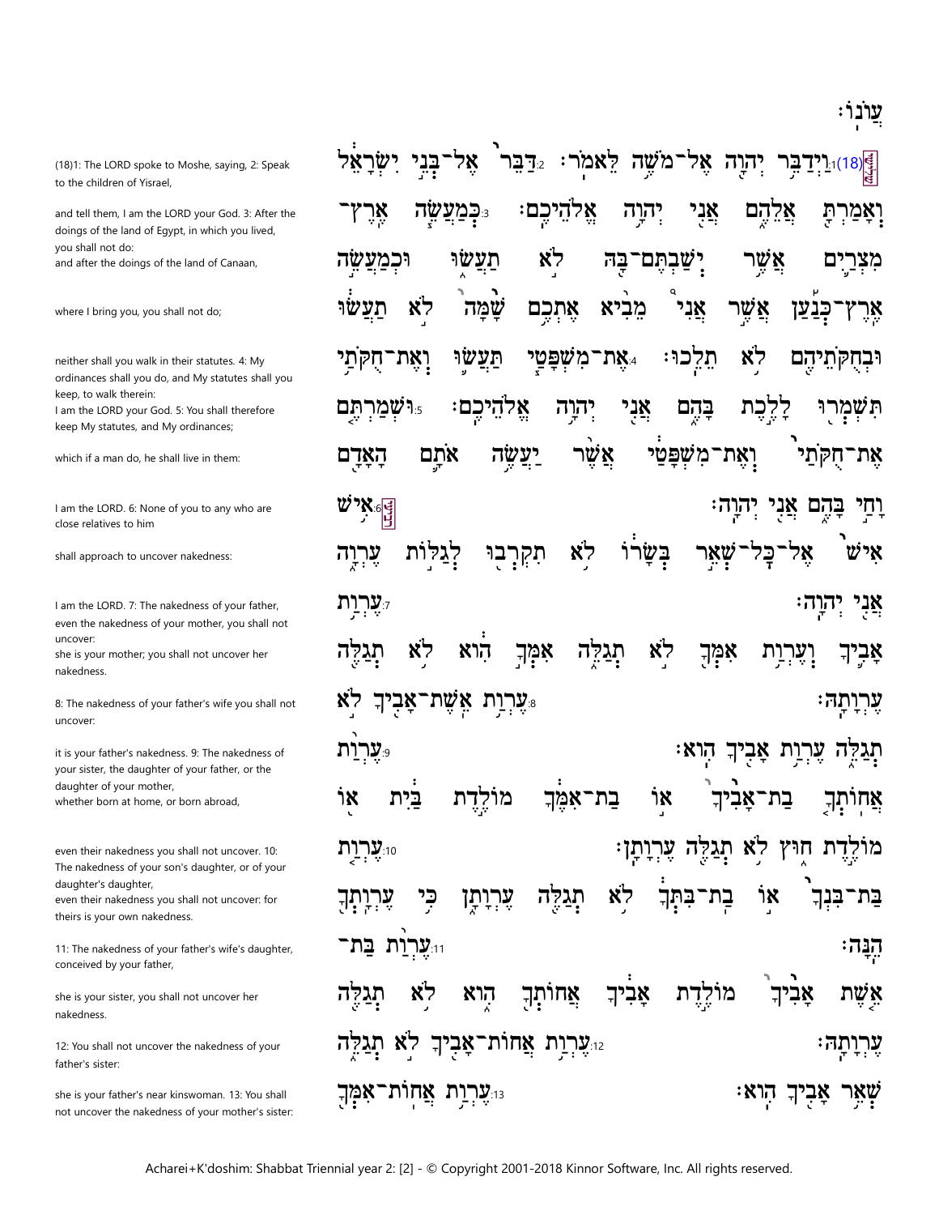עֲוֺנוֹ׃

(18)1: The LORD spoke to Moshe, saying, 2: Speak to the children of Yisrael,

(18)1:וַיְדַבֵּר יְהוָה אֶל־מֹשֶׁה לֵּאמֹר׃ 2:דַּבֵּר אֶל־בְּנֵי יִשְׂרָאֵל

and tell them, I am the LORD your God. 3: After the doings of the land of Egypt, in which you lived, you shall not do:
and after the doings of the land of Canaan,

וְאָמַרְתָּ אֲלֵהֶם אֲנִי יְהוָה אֱלֹהֵיכֶם׃ 3:כְּמַעֲשֵׂה אֶרֶץ־מִצְרַיִם אֲשֶׁר יְשַׁבְתֶּם־בָּהּ לֹא תַעֲשׂוּ וּכְמַעֲשֵׂה

where I bring you, you shall not do;

אֶרֶץ־כְּנַעַן אֲשֶׁר אֲנִי מֵבִיא אֶתְכֶם שָׁמָּה לֹא תַעֲשׂוּ

neither shall you walk in their statutes. 4: My ordinances shall you do, and My statutes shall you keep, to walk therein:
I am the LORD your God. 5: You shall therefore keep My statutes, and My ordinances;

וּבְחֻקֹּתֵיהֶם לֹא תֵלֵכוּ׃ 4:אֶת־מִשְׁפָּטַי תַּעֲשׂוּ וְאֶת־חֻקֹּתַי תִּשְׁמְרוּ לָלֶכֶת בָּהֶם אֲנִי יְהוָה אֱלֹהֵיכֶם׃ 5:וּשְׁמַרְתֶּם

which if a man do, he shall live in them:

אֶת־חֻקֹּתַי וְאֶת־מִשְׁפָּטַי אֲשֶׁר יַעֲשֶׂה אֹתָם הָאָדָם

I am the LORD. 6: None of you to any who are close relatives to him

וָחַי בָּהֶם אֲנִי יְהוָה׃ 6:אִישׁ

shall approach to uncover nakedness:

אִישׁ אֶל־כָּל־שְׁאֵר בְּשָׂרוֹ לֹא תִקְרְבוּ לְגַלּוֹת עֶרְוָה

I am the LORD. 7: The nakedness of your father, even the nakedness of your mother, you shall not uncover:
she is your mother; you shall not uncover her nakedness.

אֲנִי יְהוָה׃ 7:עֶרְוַת אָבִיךָ וְעֶרְוַת אִמְּךָ לֹא תְגַלֵּה אִמְּךָ הִוא לֹא תְגַלֶּה עֶרְוָתָהּ׃

8: The nakedness of your father's wife you shall not uncover:

8:עֶרְוַת אֵשֶׁת־אָבִיךָ לֹא

it is your father's nakedness. 9: The nakedness of your sister, the daughter of your father, or the daughter of your mother,
whether born at home, or born abroad,

תְגַלֵּה עֶרְוַת אָבִיךָ הִוא׃ 9:עֶרְוַת אֲחוֹתְךָ בַת־אָבִיךָ אוֹ בַת־אִמֶּךָ מוֹלֶדֶת בַּיִת אוֹ

even their nakedness you shall not uncover. 10: The nakedness of your son's daughter, or of your daughter's daughter,
even their nakedness you shall not uncover: for theirs is your own nakedness.

מוֹלֶדֶת חוּץ לֹא תְגַלֶּה עֶרְוָתָן׃ 10:עֶרְוַת בַּת־בִּנְךָ אוֹ בַת־בִּתְּךָ לֹא תְגַלֶּה עֶרְוָתָן כִּי עֶרְוָתְךָ הֵנָּה׃

11: The nakedness of your father's wife's daughter, conceived by your father,

11:עֶרְוַת בַּת־

she is your sister, you shall not uncover her nakedness.

אֵשֶׁת אָבִיךָ מוֹלֶדֶת אָבִיךָ אֲחוֹתְךָ הִוא לֹא תְגַלֶּה עֶרְוָתָהּ׃

12: You shall not uncover the nakedness of your father's sister:

12:עֶרְוַת אֲחוֹת־אָבִיךָ לֹא תְגַלֵּה

she is your father's near kinswoman. 13: You shall not uncover the nakedness of your mother's sister:

שְׁאֵר אָבִיךָ הִוא׃ 13:עֶרְוַת אֲחוֹת־אִמְּךָ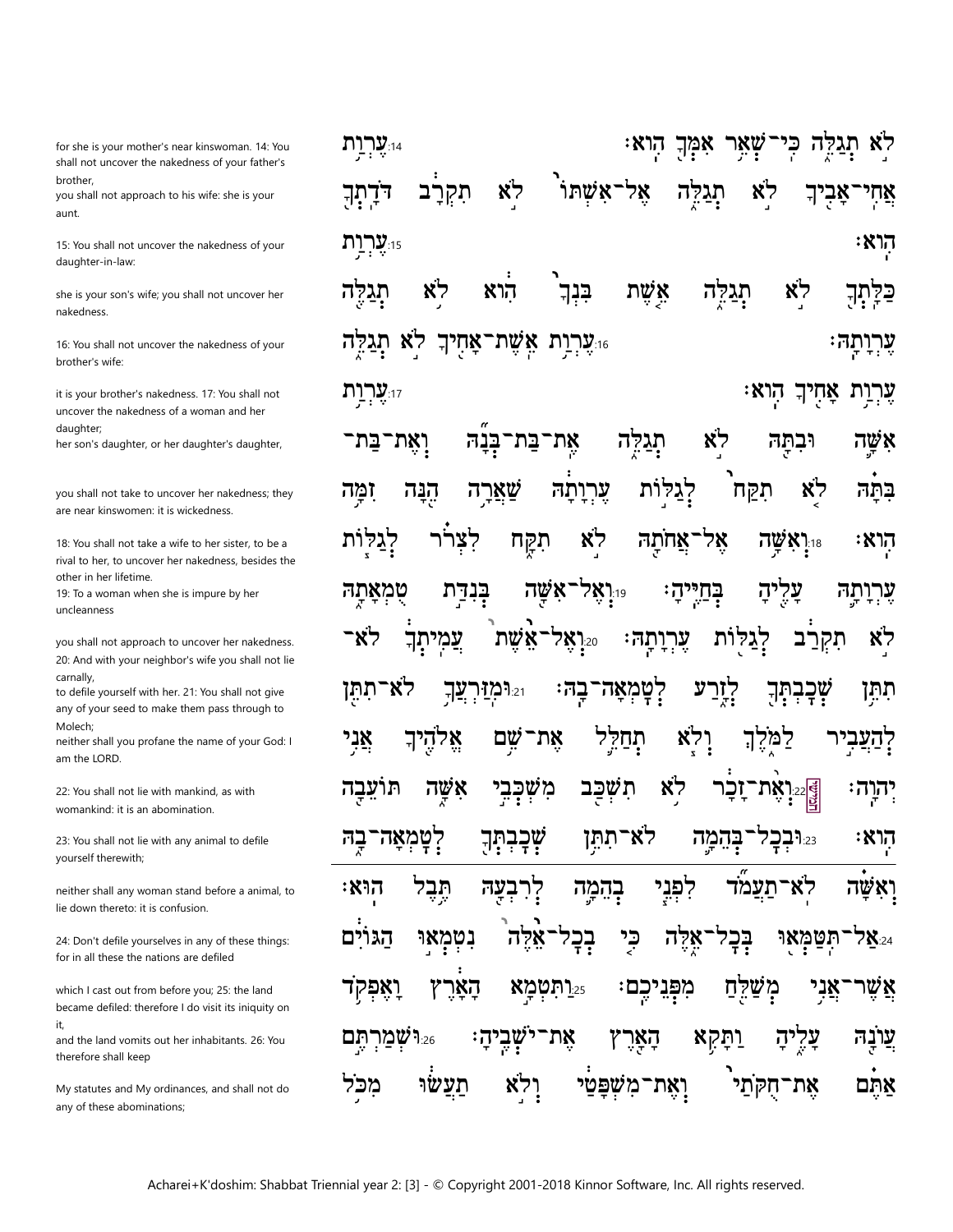for she is your mother's near kinswoman. 14: You shall not uncover the nakedness of your father's brother,
you shall not approach to his wife: she is your aunt.

15: You shall not uncover the nakedness of your daughter-in-law:

she is your son's wife; you shall not uncover her nakedness.

16: You shall not uncover the nakedness of your brother's wife:

it is your brother's nakedness. 17: You shall not uncover the nakedness of a woman and her daughter;
her son's daughter, or her daughter's daughter,

you shall not take to uncover her nakedness; they are near kinswomen: it is wickedness.

18: You shall not take a wife to her sister, to be a rival to her, to uncover her nakedness, besides the other in her lifetime.
19: To a woman when she is impure by her uncleanness

you shall not approach to uncover her nakedness. 20: And with your neighbor's wife you shall not lie carnally,
to defile yourself with her. 21: You shall not give any of your seed to make them pass through to Molech;
neither shall you profane the name of your God: I am the LORD.

22: You shall not lie with mankind, as with womankind: it is an abomination.

23: You shall not lie with any animal to defile yourself therewith;

neither shall any woman stand before a animal, to lie down thereto: it is confusion.

24: Don't defile yourselves in any of these things: for in all these the nations are defiled

which I cast out from before you; 25: the land became defiled: therefore I do visit its iniquity on it,
and the land vomits out her inhabitants. 26: You therefore shall keep

My statutes and My ordinances, and shall not do any of these abominations;

לֹא תְגַלֵּה כִּי־שְׁאֵר אִמְּךָ הִוא׃ 14 עֶרְוַת
אֲחִי־אָבִיךָ לֹא תְגַלֵּה אֶל־אִשְׁתּוֹ לֹא תִקְרָב דֹּדָתְךָ
הִוא׃ 15 עֶרְוַת
כַּלָּתְךָ לֹא תְגַלֵּה אֵשֶׁת בִּנְךָ הִוא לֹא תְגַלֶּה
עֶרְוָתָהּ׃ 16 עֶרְוַת אֵשֶׁת־אָחִיךָ לֹא תְגַלֵּה
עֶרְוַת אָחִיךָ הִוא׃ 17 עֶרְוַת
אִשָּׁה וּבִתָּהּ לֹא תְגַלֵּה אֶת־בַּת־בְּנָהּ וְאֶת־בַּת־
בִּתָּהּ לֹא תִקַּח לְגַלּוֹת עֶרְוָתָהּ שַׁאֲרָה הֵנָּה זִמָּה
הִוא׃ 18 וְאִשָּׁה אֶל־אֲחֹתָהּ לֹא תִקָּח לִצְרֹר לְגַלּוֹת
עֶרְוָתָהּ עָלֶיהָ בְּחַיֶּיהָ׃ 19 וְאֶל־אִשָּׁה בְּנִדַּת טֻמְאָתָהּ
לֹא תִקְרַב לְגַלּוֹת עֶרְוָתָהּ׃ 20 וְאֶל־אֵשֶׁת עֲמִיתְךָ לֹא־
תִתֵּן שְׁכָבְתְּךָ לְזָרַע לְטָמְאָה־בָהּ׃ 21 וּמִזַּרְעֲךָ לֹא־תִתֵּן
לְהַעֲבִיר לַמֹּלֶךְ וְלֹא תְחַלֵּל אֶת־שֵׁם אֱלֹהֶיךָ אֲנִי
יְהוָה׃ 22 וְאֶת־זָכָר לֹא תִשְׁכַּב מִשְׁכְּבֵי אִשָּׁה תּוֹעֵבָה
הִוא׃ 23 וּבְכָל־בְּהֵמָה לֹא־תִתֵּן שְׁכָבְתְּךָ לְטָמְאָה־בָהּ
וְאִשָּׁה לֹא־תַעֲמֹד לִפְנֵי בְהֵמָה לְרִבְעָהּ תֶּבֶל הוּא׃
24 אַל־תִּטַּמְּאוּ בְּכָל־אֵלֶּה כִּי בְכָל־אֵלֶּה נִטְמְאוּ הַגּוֹיִם
אֲשֶׁר־אֲנִי מְשַׁלֵּחַ מִפְּנֵיכֶם׃ 25 וַתִּטְמָא הָאָרֶץ וָאֶפְקֹד
עֲוֺנָהּ עָלֶיהָ וַתָּקִא הָאָרֶץ אֶת־יֹשְׁבֶיהָ׃ 26 וּשְׁמַרְתֶּם
אַתֶּם אֶת־חֻקֹּתַי וְאֶת־מִשְׁפָּטַי וְלֹא תַעֲשׂוּ מִכֹּל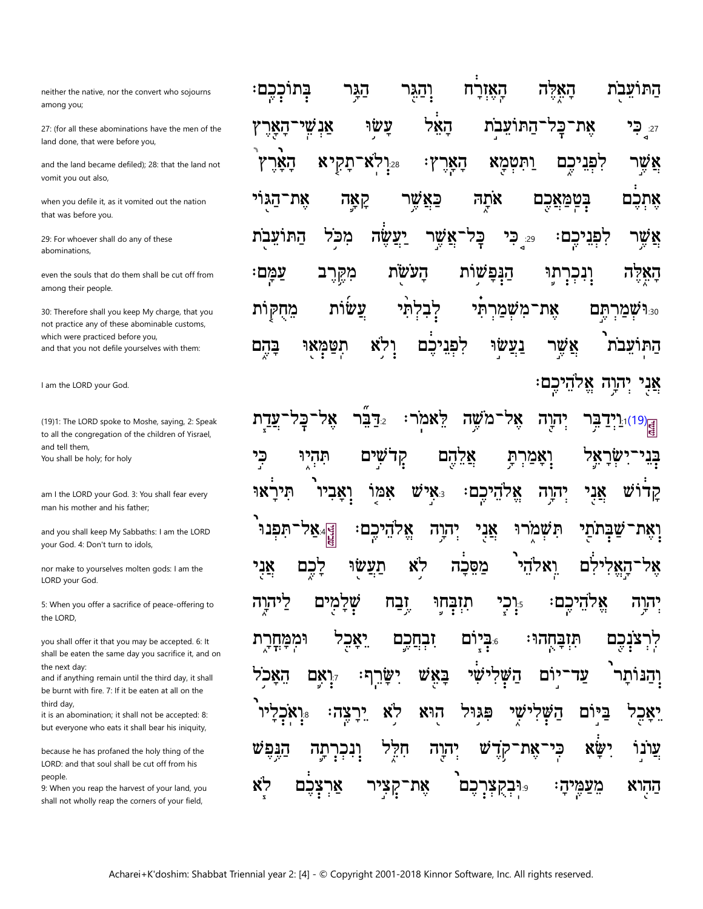| English | Hebrew |
| --- | --- |
| neither the native, nor the convert who sojourns among you; | הַתּוֹעֵבֹת הָאֵלֶּה הָאֶזְרָח וְהַגֵּר הַגָּר בְּתוֹכְכֶם׃ |
| 27: (for all these abominations have the men of the land done, that were before you, and the land became defiled); 28: that the land not vomit you out also, when you defile it, as it vomited out the nation that was before you. | 27 כִּי אֶת־כָּל־הַתּוֹעֵבֹת הָאֵל עָשׂוּ אַנְשֵׁי־הָאָרֶץ אֲשֶׁר לִפְנֵיכֶם וַתִּטְמָא הָאָרֶץ׃ 28 וְלֹא־תָקִיא הָאָרֶץ אֶתְכֶם בְּטַמַּאֲכֶם אֹתָהּ כַּאֲשֶׁר קָאָה אֶת־הַגּוֹי אֲשֶׁר לִפְנֵיכֶם׃ |
| 29: For whoever shall do any of these abominations, even the souls that do them shall be cut off from among their people. | 29 כִּי כָּל־אֲשֶׁר יַעֲשֶׂה מִכֹּל הַתּוֹעֵבֹת הָאֵלֶּה וְנִכְרְתוּ הַנְּפָשׁוֹת הָעֹשֹׂת מִקֶּרֶב עַמָּם׃ |
| 30: Therefore shall you keep My charge, that you not practice any of these abominable customs, which were practiced before you, and that you not defile yourselves with them: I am the LORD your God. | 30 וּשְׁמַרְתֶּם אֶת־מִשְׁמַרְתִּי לְבִלְתִּי עֲשׂוֹת מֵחֻקּוֹת הַתּוֹעֵבֹת אֲשֶׁר נַעֲשׂוּ לִפְנֵיכֶם וְלֹא תִטַּמְּאוּ בָּהֶם אֲנִי יְהוָה אֱלֹהֵיכֶם׃ |
| (19)1: The LORD spoke to Moshe, saying, 2: Speak to all the congregation of the children of Yisrael, and tell them, You shall be holy; for holy am I the LORD your God. 3: You shall fear every man his mother and his father; and you shall keep My Sabbaths: I am the LORD your God. 4: Don't turn to idols, nor make to yourselves molten gods: I am the LORD your God. | (19)1 וַיְדַבֵּר יְהוָה אֶל־מֹשֶׁה לֵּאמֹר׃ 2 דַּבֵּר אֶל־כָּל־עֲדַת בְּנֵי־יִשְׂרָאֵל וְאָמַרְתָּ אֲלֵהֶם קְדֹשִׁים תִּהְיוּ כִּי קָדוֹשׁ אֲנִי יְהוָה אֱלֹהֵיכֶם׃ 3 אִישׁ אִמּוֹ וְאָבִיו תִּירָאוּ וְאֶת־שַׁבְּתֹתַי תִּשְׁמֹרוּ אֲנִי יְהוָה אֱלֹהֵיכֶם׃ 4 אַל־תִּפְנוּ אֶל־הָאֱלִילִם וֵאלֹהֵי מַסֵּכָה לֹא תַעֲשׂוּ לָכֶם אֲנִי יְהוָה אֱלֹהֵיכֶם׃ |
| 5: When you offer a sacrifice of peace-offering to the LORD, you shall offer it that you may be accepted. 6: It shall be eaten the same day you sacrifice it, and on the next day: and if anything remain until the third day, it shall be burnt with fire. 7: If it be eaten at all on the third day, it is an abomination; it shall not be accepted: 8: but everyone who eats it shall bear his iniquity, because he has profaned the holy thing of the LORD: and that soul shall be cut off from his people. | 5 וְכִי תִזְבְּחוּ זֶבַח שְׁלָמִים לַיהוָה לִרְצֹנְכֶם תִּזְבָּחֻהוּ׃ 6 בְּיוֹם זִבְחֲכֶם יֵאָכֵל וּמִמָּחֳרָת וְהַנּוֹתָר עַד־יוֹם הַשְּׁלִישִׁי בָּאֵשׁ יִשָּׂרֵף׃ 7 וְאִם הֵאָכֹל יֵאָכֵל בַּיּוֹם הַשְּׁלִישִׁי פִּגּוּל הוּא לֹא יֵרָצֶה׃ 8 וְאֹכְלָיו עֲוֹנוֹ יִשָּׂא כִּי־אֶת־קֹדֶשׁ יְהוָה חִלֵּל וְנִכְרְתָה הַנֶּפֶשׁ הַהִוא מֵעַמֶּיהָ׃ |
| 9: When you reap the harvest of your land, you shall not wholly reap the corners of your field, | 9 וּבְקֻצְרְכֶם אֶת־קְצִיר אַרְצְכֶם לֹא |

Acharei+K'doshim: Shabbat Triennial year 2: [4] - © Copyright 2001-2018 Kinnor Software, Inc. All rights reserved.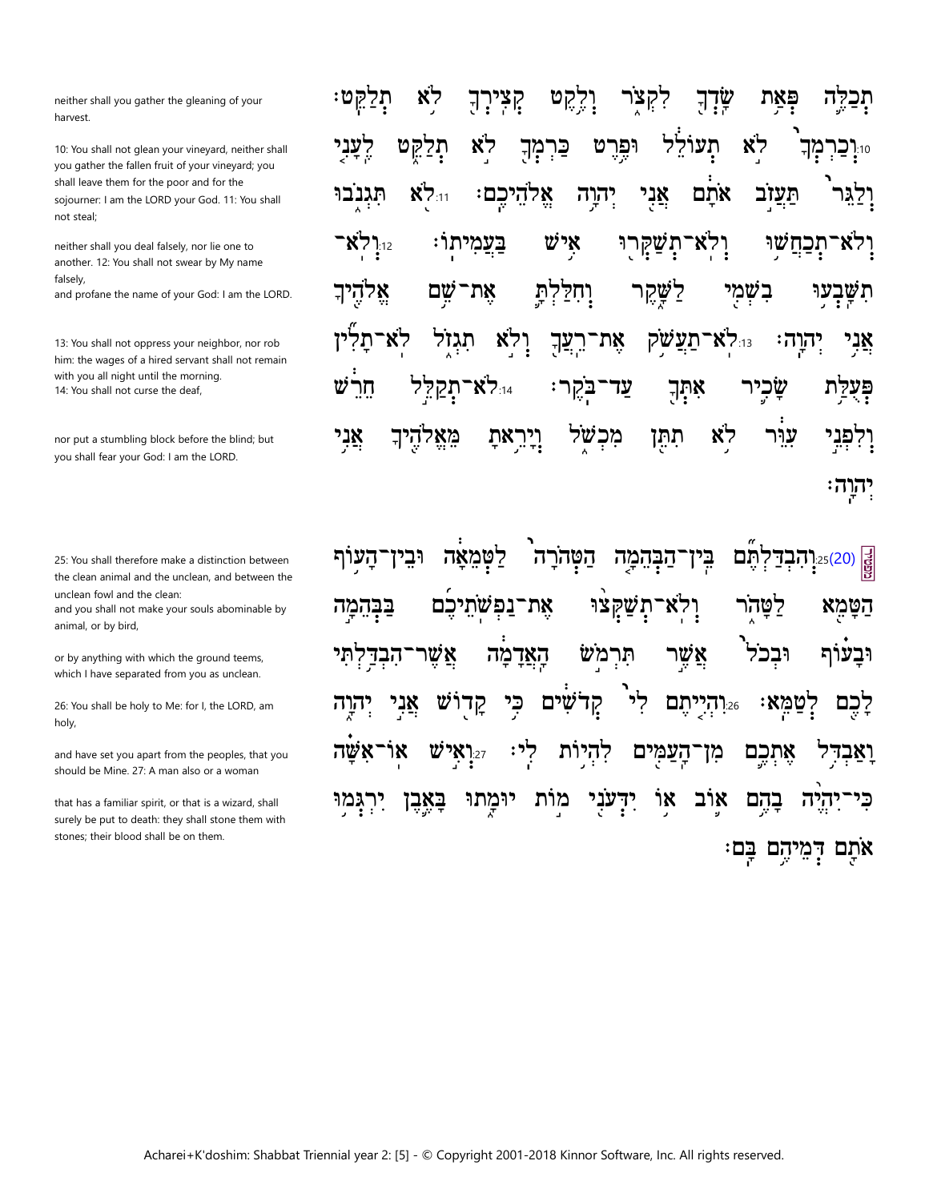neither shall you gather the gleaning of your harvest.

10: You shall not glean your vineyard, neither shall you gather the fallen fruit of your vineyard; you shall leave them for the poor and for the sojourner: I am the LORD your God. 11: You shall not steal;

neither shall you deal falsely, nor lie one to another. 12: You shall not swear by My name falsely,
and profane the name of your God: I am the LORD.

13: You shall not oppress your neighbor, nor rob him: the wages of a hired servant shall not remain with you all night until the morning.
14: You shall not curse the deaf,

nor put a stumbling block before the blind; but you shall fear your God: I am the LORD.

תְכַלֶּה פְּאַת שָׂדְךָ לִקְצֹר וְלֶקֶט קְצִירְךָ לֹא תְלַקֵּט׃
10:וְכַרְמְךָ לֹא תְעוֹלֵל וּפֶרֶט כַּרְמְךָ לֹא תְלַקֵּט לֶעָנִי
וְלַגֵּר תַּעֲזֹב אֹתָם אֲנִי יְהוָה אֱלֹהֵיכֶם׃ 11:לֹא תִּגְנֹבוּ
וְלֹא־תְכַחֲשׁוּ וְלֹא־תְשַׁקְּרוּ אִישׁ בַּעֲמִיתוֹ׃ 12:וְלֹא־
תִשָּׁבְעוּ בִשְׁמִי לַשָּׁקֶר וְחִלַּלְתָּ אֶת־שֵׁם אֱלֹהֶיךָ
אֲנִי יְהוָה׃ 13:לֹא־תַעֲשֹׁק אֶת־רֵעֲךָ וְלֹא תִגְזֹל לֹא־תָלִין
פְּעֻלַּת שָׂכִיר אִתְּךָ עַד־בֹּקֶר׃ 14:לֹא־תְקַלֵּל חֵרֵשׁ
וְלִפְנֵי עִוֵּר לֹא תִתֵּן מִכְשֹׁל וְיָרֵאתָ מֵּאֱלֹהֶיךָ אֲנִי
יְהוָה׃

25: You shall therefore make a distinction between the clean animal and the unclean, and between the unclean fowl and the clean:
and you shall not make your souls abominable by animal, or by bird,

or by anything with which the ground teems, which I have separated from you as unclean.

26: You shall be holy to Me: for I, the LORD, am holy,

and have set you apart from the peoples, that you should be Mine. 27: A man also or a woman

that has a familiar spirit, or that is a wizard, shall surely be put to death: they shall stone them with stones; their blood shall be on them.

(20) 25:וְהִבְדַּלְתֶּם בֵּין־הַבְּהֵמָה הַטְּהֹרָה לַטְּמֵאָה וּבֵין־הָעוֹף
הַטָּמֵא לַטָּהֹר וְלֹא־תְשַׁקְּצוּ אֶת־נַפְשֹׁתֵיכֶם בַּבְּהֵמָה
וּבָעוֹף וּבְכֹל אֲשֶׁר תִּרְמֹשׂ הָאֲדָמָה אֲשֶׁר־הִבְדַּלְתִּי
לָכֶם לְטַמֵּא׃ 26:וִהְיִיתֶם לִי קְדֹשִׁים כִּי קָדוֹשׁ אֲנִי יְהוָה
וָאַבְדִּל אֶתְכֶם מִן־הָעַמִּים לִהְיוֹת לִי׃ 27:וְאִישׁ אוֹ־אִשָּׁה
כִּי־יִהְיֶה בָהֶם אוֹב אוֹ יִדְּעֹנִי מוֹת יוּמָתוּ בָּאֶבֶן יִרְגְּמוּ
אֹתָם דְּמֵיהֶם בָּם׃

Acharei+K'doshim: Shabbat Triennial year 2: [5] - © Copyright 2001-2018 Kinnor Software, Inc. All rights reserved.